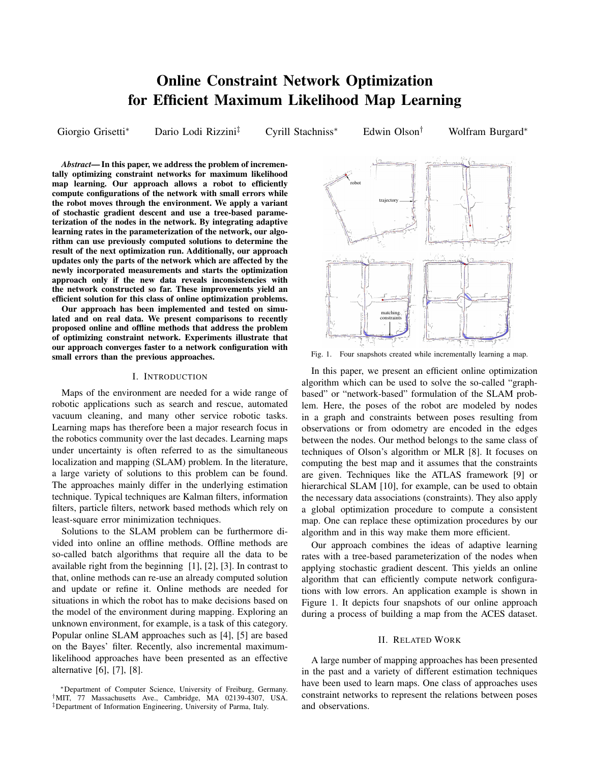# Online Constraint Network Optimization for Efficient Maximum Likelihood Map Learning

Giorgio Grisetti* Dario Lodi Rizzini‡ Cyrill Stachniss* Edwin Olson† Wolfram Burgard*

***Abstract*— In this paper, we address the problem of incrementally optimizing constraint networks for maximum likelihood map learning. Our approach allows a robot to efficiently compute configurations of the network with small errors while the robot moves through the environment. We apply a variant of stochastic gradient descent and use a tree-based parameterization of the nodes in the network. By integrating adaptive learning rates in the parameterization of the network, our algorithm can use previously computed solutions to determine the result of the next optimization run. Additionally, our approach updates only the parts of the network which are affected by the newly incorporated measurements and starts the optimization approach only if the new data reveals inconsistencies with the network constructed so far. These improvements yield an efficient solution for this class of online optimization problems.**

**Our approach has been implemented and tested on simulated and on real data. We present comparisons to recently proposed online and offline methods that address the problem of optimizing constraint network. Experiments illustrate that our approach converges faster to a network configuration with small errors than the previous approaches.**

## I. Introduction

Maps of the environment are needed for a wide range of robotic applications such as search and rescue, automated vacuum cleaning, and many other service robotic tasks. Learning maps has therefore been a major research focus in the robotics community over the last decades. Learning maps under uncertainty is often referred to as the simultaneous localization and mapping (SLAM) problem. In the literature, a large variety of solutions to this problem can be found. The approaches mainly differ in the underlying estimation technique. Typical techniques are Kalman filters, information filters, particle filters, network based methods which rely on least-square error minimization techniques.

Solutions to the SLAM problem can be furthermore divided into online an offline methods. Offline methods are so-called batch algorithms that require all the data to be available right from the beginning [1], [2], [3]. In contrast to that, online methods can re-use an already computed solution and update or refine it. Online methods are needed for situations in which the robot has to make decisions based on the model of the environment during mapping. Exploring an unknown environment, for example, is a task of this category. Popular online SLAM approaches such as [4], [5] are based on the Bayes' filter. Recently, also incremental maximum-likelihood approaches have been presented as an effective alternative [6], [7], [8].

*Department of Computer Science, University of Freiburg, Germany.
†MIT, 77 Massachusetts Ave., Cambridge, MA 02139-4307, USA.
‡Department of Information Engineering, University of Parma, Italy.

robot
trajectory
matching constraints

Fig. 1. Four snapshots created while incrementally learning a map.

In this paper, we present an efficient online optimization algorithm which can be used to solve the so-called "graph-based" or "network-based" formulation of the SLAM problem. Here, the poses of the robot are modeled by nodes in a graph and constraints between poses resulting from observations or from odometry are encoded in the edges between the nodes. Our method belongs to the same class of techniques of Olson's algorithm or MLR [8]. It focuses on computing the best map and it assumes that the constraints are given. Techniques like the ATLAS framework [9] or hierarchical SLAM [10], for example, can be used to obtain the necessary data associations (constraints). They also apply a global optimization procedure to compute a consistent map. One can replace these optimization procedures by our algorithm and in this way make them more efficient.

Our approach combines the ideas of adaptive learning rates with a tree-based parameterization of the nodes when applying stochastic gradient descent. This yields an online algorithm that can efficiently compute network configurations with low errors. An application example is shown in Figure 1. It depicts four snapshots of our online approach during a process of building a map from the ACES dataset.

## II. Related Work

A large number of mapping approaches has been presented in the past and a variety of different estimation techniques have been used to learn maps. One class of approaches uses constraint networks to represent the relations between poses and observations.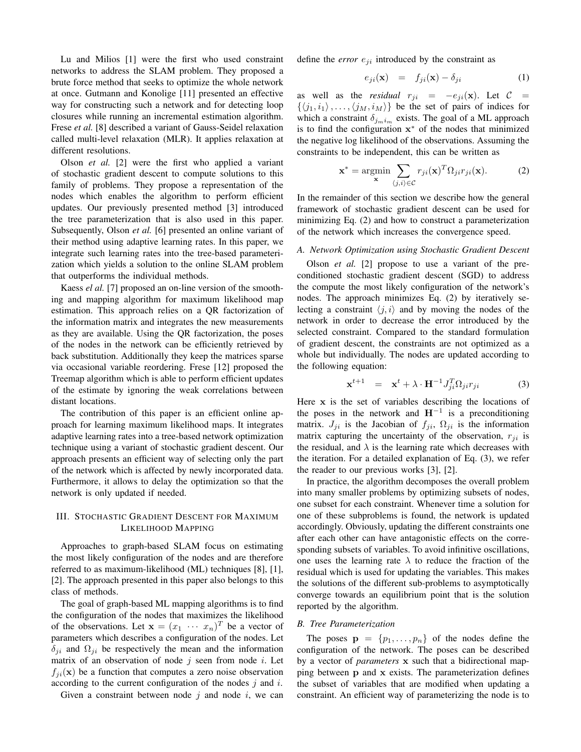Lu and Milios [1] were the first who used constraint networks to address the SLAM problem. They proposed a brute force method that seeks to optimize the whole network at once. Gutmann and Konolige [11] presented an effective way for constructing such a network and for detecting loop closures while running an incremental estimation algorithm. Frese *et al.* [8] described a variant of Gauss-Seidel relaxation called multi-level relaxation (MLR). It applies relaxation at different resolutions.

Olson *et al.* [2] were the first who applied a variant of stochastic gradient descent to compute solutions to this family of problems. They propose a representation of the nodes which enables the algorithm to perform efficient updates. Our previously presented method [3] introduced the tree parameterization that is also used in this paper. Subsequently, Olson *et al.* [6] presented an online variant of their method using adaptive learning rates. In this paper, we integrate such learning rates into the tree-based parameterization which yields a solution to the online SLAM problem that outperforms the individual methods.

Kaess *el al.* [7] proposed an on-line version of the smoothing and mapping algorithm for maximum likelihood map estimation. This approach relies on a QR factorization of the information matrix and integrates the new measurements as they are available. Using the QR factorization, the poses of the nodes in the network can be efficiently retrieved by back substitution. Additionally they keep the matrices sparse via occasional variable reordering. Frese [12] proposed the Treemap algorithm which is able to perform efficient updates of the estimate by ignoring the weak correlations between distant locations.

The contribution of this paper is an efficient online approach for learning maximum likelihood maps. It integrates adaptive learning rates into a tree-based network optimization technique using a variant of stochastic gradient descent. Our approach presents an efficient way of selecting only the part of the network which is affected by newly incorporated data. Furthermore, it allows to delay the optimization so that the network is only updated if needed.

## III. Stochastic Gradient Descent for Maximum Likelihood Mapping

Approaches to graph-based SLAM focus on estimating the most likely configuration of the nodes and are therefore referred to as maximum-likelihood (ML) techniques [8], [1], [2]. The approach presented in this paper also belongs to this class of methods.

The goal of graph-based ML mapping algorithms is to find the configuration of the nodes that maximizes the likelihood of the observations. Let $\mathbf{x} = (x_1 \ \cdots \ x_n)^T$ be a vector of parameters which describes a configuration of the nodes. Let $\delta_{ji}$ and $\Omega_{ji}$ be respectively the mean and the information matrix of an observation of node $j$ seen from node $i$. Let $f_{ji}(\mathbf{x})$ be a function that computes a zero noise observation according to the current configuration of the nodes $j$ and $i$.

Given a constraint between node $j$ and node $i$, we can define the *error* $e_{ji}$ introduced by the constraint as

$$e_{ji}(\mathbf{x}) \quad = \quad f_{ji}(\mathbf{x}) - \delta_{ji} \tag{1}$$

as well as the *residual* $r_{ji} = -e_{ji}(\mathbf{x})$. Let $\mathcal{C} = \{\langle j_1, i_1 \rangle, \ldots, \langle j_M, i_M \rangle\}$ be the set of pairs of indices for which a constraint $\delta_{j_m i_m}$ exists. The goal of a ML approach is to find the configuration $\mathbf{x}^*$ of the nodes that minimized the negative log likelihood of the observations. Assuming the constraints to be independent, this can be written as

$$\mathbf{x}^* = \underset{\mathbf{x}}{\operatorname{argmin}} \sum_{\langle j,i \rangle \in \mathcal{C}} r_{ji}(\mathbf{x})^T \Omega_{ji} r_{ji}(\mathbf{x}). \tag{2}$$

In the remainder of this section we describe how the general framework of stochastic gradient descent can be used for minimizing Eq. (2) and how to construct a parameterization of the network which increases the convergence speed.

### A. Network Optimization using Stochastic Gradient Descent

Olson *et al.* [2] propose to use a variant of the preconditioned stochastic gradient descent (SGD) to address the compute the most likely configuration of the network's nodes. The approach minimizes Eq. (2) by iteratively selecting a constraint $\langle j, i \rangle$ and by moving the nodes of the network in order to decrease the error introduced by the selected constraint. Compared to the standard formulation of gradient descent, the constraints are not optimized as a whole but individually. The nodes are updated according to the following equation:

$$\mathbf{x}^{t+1} \quad = \quad \mathbf{x}^t + \lambda \cdot \mathbf{H}^{-1} J_{ji}^T \Omega_{ji} r_{ji} \tag{3}$$

Here $\mathbf{x}$ is the set of variables describing the locations of the poses in the network and $\mathbf{H}^{-1}$ is a preconditioning matrix. $J_{ji}$ is the Jacobian of $f_{ji}$, $\Omega_{ji}$ is the information matrix capturing the uncertainty of the observation, $r_{ji}$ is the residual, and $\lambda$ is the learning rate which decreases with the iteration. For a detailed explanation of Eq. (3), we refer the reader to our previous works [3], [2].

In practice, the algorithm decomposes the overall problem into many smaller problems by optimizing subsets of nodes, one subset for each constraint. Whenever time a solution for one of these subproblems is found, the network is updated accordingly. Obviously, updating the different constraints one after each other can have antagonistic effects on the corresponding subsets of variables. To avoid infinitive oscillations, one uses the learning rate $\lambda$ to reduce the fraction of the residual which is used for updating the variables. This makes the solutions of the different sub-problems to asymptotically converge towards an equilibrium point that is the solution reported by the algorithm.

### B. Tree Parameterization

The poses $\mathbf{p} = \{p_1, \ldots, p_n\}$ of the nodes define the configuration of the network. The poses can be described by a vector of *parameters* $\mathbf{x}$ such that a bidirectional mapping between $\mathbf{p}$ and $\mathbf{x}$ exists. The parameterization defines the subset of variables that are modified when updating a constraint. An efficient way of parameterizing the node is to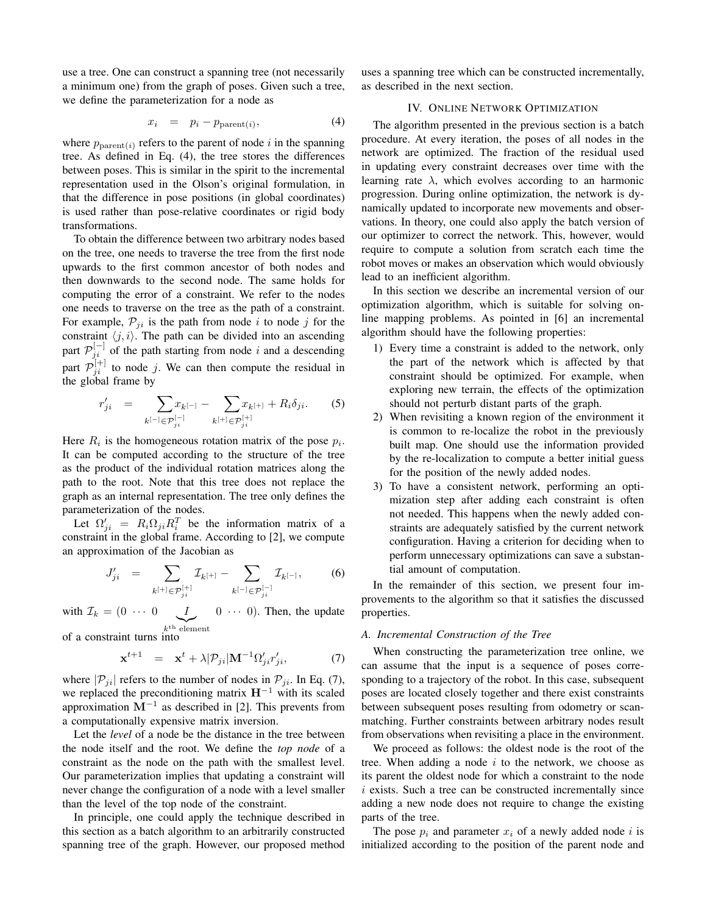use a tree. One can construct a spanning tree (not necessarily a minimum one) from the graph of poses. Given such a tree, we define the parameterization for a node as

$$x_i \quad = \quad p_i - p_{\text{parent}(i)}, \tag{4}$$

where $p_{\text{parent}(i)}$ refers to the parent of node $i$ in the spanning tree. As defined in Eq. (4), the tree stores the differences between poses. This is similar in the spirit to the incremental representation used in the Olson's original formulation, in that the difference in pose positions (in global coordinates) is used rather than pose-relative coordinates or rigid body transformations.

To obtain the difference between two arbitrary nodes based on the tree, one needs to traverse the tree from the first node upwards to the first common ancestor of both nodes and then downwards to the second node. The same holds for computing the error of a constraint. We refer to the nodes one needs to traverse on the tree as the path of a constraint. For example, $\mathcal{P}_{ji}$ is the path from node $i$ to node $j$ for the constraint $\langle j, i\rangle$. The path can be divided into an ascending part $\mathcal{P}_{ji}^{[-]}$ of the path starting from node $i$ and a descending part $\mathcal{P}_{ji}^{[+]}$ to node $j$. We can then compute the residual in the global frame by

$$r'_{ji} \quad = \quad \sum_{k^{[-]} \in \mathcal{P}_{ji}^{[-]}} x_{k^{[-]}} - \sum_{k^{[+]} \in \mathcal{P}_{ji}^{[+]}} x_{k^{[+]}} + R_i \delta_{ji}. \tag{5}$$

Here $R_i$ is the homogeneous rotation matrix of the pose $p_i$. It can be computed according to the structure of the tree as the product of the individual rotation matrices along the path to the root. Note that this tree does not replace the graph as an internal representation. The tree only defines the parameterization of the nodes.

Let $\Omega'_{ji} = R_i \Omega_{ji} R_i^T$ be the information matrix of a constraint in the global frame. According to [2], we compute an approximation of the Jacobian as

$$J'_{ji} \quad = \quad \sum_{k^{[+]} \in \mathcal{P}_{ji}^{[+]}} \mathcal{I}_{k^{[+]}} - \sum_{k^{[-]} \in \mathcal{P}_{ji}^{[-]}} \mathcal{I}_{k^{[-]}}, \tag{6}$$

with $\mathcal{I}_k = (0 \;\cdots\; 0 \underbrace{\;I\;}_{k^{\text{th}}\text{ element}} 0 \;\cdots\; 0)$. Then, the update of a constraint turns into

$$\mathbf{x}^{t+1} \quad = \quad \mathbf{x}^t + \lambda |\mathcal{P}_{ji}| \mathbf{M}^{-1} \Omega'_{ji} r'_{ji}, \tag{7}$$

where $|\mathcal{P}_{ji}|$ refers to the number of nodes in $\mathcal{P}_{ji}$. In Eq. (7), we replaced the preconditioning matrix $\mathbf{H}^{-1}$ with its scaled approximation $\mathbf{M}^{-1}$ as described in [2]. This prevents from a computationally expensive matrix inversion.

Let the *level* of a node be the distance in the tree between the node itself and the root. We define the *top node* of a constraint as the node on the path with the smallest level. Our parameterization implies that updating a constraint will never change the configuration of a node with a level smaller than the level of the top node of the constraint.

In principle, one could apply the technique described in this section as a batch algorithm to an arbitrarily constructed spanning tree of the graph. However, our proposed method uses a spanning tree which can be constructed incrementally, as described in the next section.

## IV. Online Network Optimization

The algorithm presented in the previous section is a batch procedure. At every iteration, the poses of all nodes in the network are optimized. The fraction of the residual used in updating every constraint decreases over time with the learning rate $\lambda$, which evolves according to an harmonic progression. During online optimization, the network is dynamically updated to incorporate new movements and observations. In theory, one could also apply the batch version of our optimizer to correct the network. This, however, would require to compute a solution from scratch each time the robot moves or makes an observation which would obviously lead to an inefficient algorithm.

In this section we describe an incremental version of our optimization algorithm, which is suitable for solving online mapping problems. As pointed in [6] an incremental algorithm should have the following properties:

1) Every time a constraint is added to the network, only the part of the network which is affected by that constraint should be optimized. For example, when exploring new terrain, the effects of the optimization should not perturb distant parts of the graph.
2) When revisiting a known region of the environment it is common to re-localize the robot in the previously built map. One should use the information provided by the re-localization to compute a better initial guess for the position of the newly added nodes.
3) To have a consistent network, performing an optimization step after adding each constraint is often not needed. This happens when the newly added constraints are adequately satisfied by the current network configuration. Having a criterion for deciding when to perform unnecessary optimizations can save a substantial amount of computation.

In the remainder of this section, we present four improvements to the algorithm so that it satisfies the discussed properties.

### A. Incremental Construction of the Tree

When constructing the parameterization tree online, we can assume that the input is a sequence of poses corresponding to a trajectory of the robot. In this case, subsequent poses are located closely together and there exist constraints between subsequent poses resulting from odometry or scan-matching. Further constraints between arbitrary nodes result from observations when revisiting a place in the environment.

We proceed as follows: the oldest node is the root of the tree. When adding a node $i$ to the network, we choose as its parent the oldest node for which a constraint to the node $i$ exists. Such a tree can be constructed incrementally since adding a new node does not require to change the existing parts of the tree.

The pose $p_i$ and parameter $x_i$ of a newly added node $i$ is initialized according to the position of the parent node and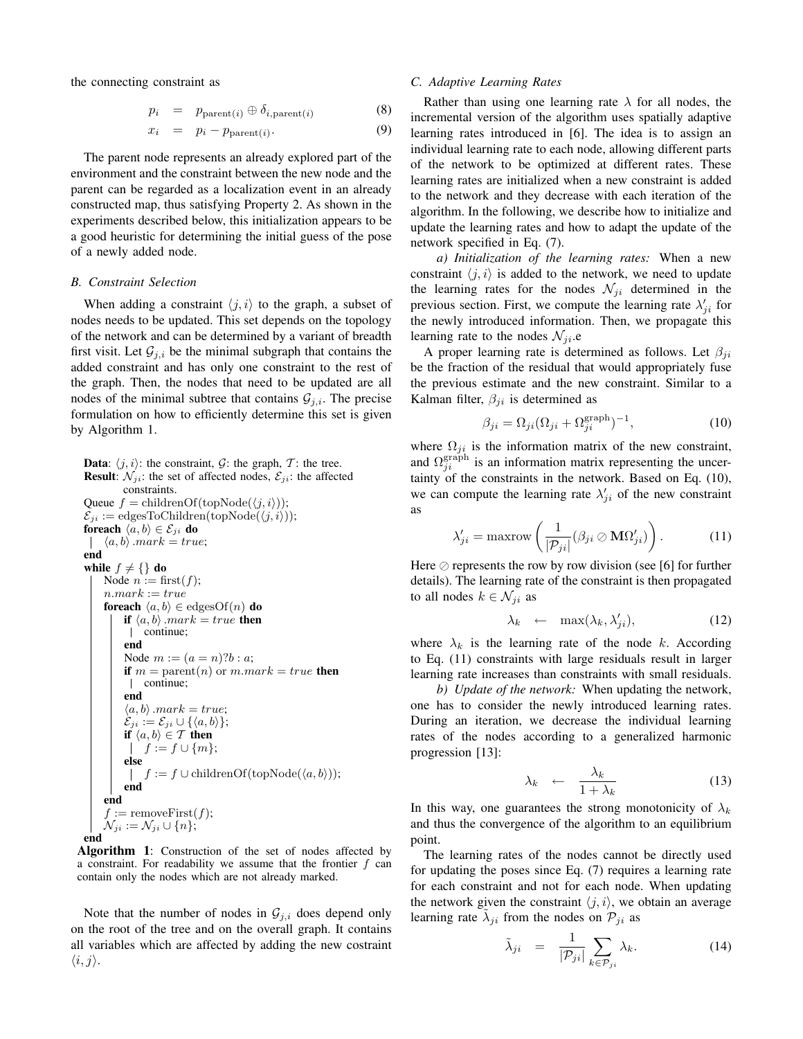the connecting constraint as

$$p_i = p_{\text{parent}(i)} \oplus \delta_{i,\text{parent}(i)} \tag{8}$$

$$x_i = p_i - p_{\text{parent}(i)}. \tag{9}$$

The parent node represents an already explored part of the environment and the constraint between the new node and the parent can be regarded as a localization event in an already constructed map, thus satisfying Property 2. As shown in the experiments described below, this initialization appears to be a good heuristic for determining the initial guess of the pose of a newly added node.

### B. Constraint Selection

When adding a constraint $\langle j, i\rangle$ to the graph, a subset of nodes needs to be updated. This set depends on the topology of the network and can be determined by a variant of breadth first visit. Let $\mathcal{G}_{j,i}$ be the minimal subgraph that contains the added constraint and has only one constraint to the rest of the graph. Then, the nodes that need to be updated are all nodes of the minimal subtree that contains $\mathcal{G}_{j,i}$. The precise formulation on how to efficiently determine this set is given by Algorithm 1.

```
Data: ⟨j,i⟩: the constraint, G: the graph, T: the tree.
Result: N_ji: the set of affected nodes, E_ji: the affected
        constraints.
Queue f = childrenOf(topNode(⟨j,i⟩));
E_ji := edgesToChildren(topNode(⟨j,i⟩));
foreach ⟨a,b⟩ ∈ E_ji do
    ⟨a,b⟩.mark = true;
end
while f ≠ {} do
    Node n := first(f);
    n.mark := true
    foreach ⟨a,b⟩ ∈ edgesOf(n) do
        if ⟨a,b⟩.mark = true then
            continue;
        end
        Node m := (a = n)?b : a;
        if m = parent(n) or m.mark = true then
            continue;
        end
        ⟨a,b⟩.mark = true;
        E_ji := E_ji ∪ {⟨a,b⟩};
        if ⟨a,b⟩ ∈ T then
            f := f ∪ {m};
        else
            f := f ∪ childrenOf(topNode(⟨a,b⟩));
        end
    end
    f := removeFirst(f);
    N_ji := N_ji ∪ {n};
end
```

**Algorithm 1**: Construction of the set of nodes affected by a constraint. For readability we assume that the frontier $f$ can contain only the nodes which are not already marked.

Note that the number of nodes in $\mathcal{G}_{j,i}$ does depend only on the root of the tree and on the overall graph. It contains all variables which are affected by adding the new costraint $\langle i, j\rangle$.

### C. Adaptive Learning Rates

Rather than using one learning rate $\lambda$ for all nodes, the incremental version of the algorithm uses spatially adaptive learning rates introduced in [6]. The idea is to assign an individual learning rate to each node, allowing different parts of the network to be optimized at different rates. These learning rates are initialized when a new constraint is added to the network and they decrease with each iteration of the algorithm. In the following, we describe how to initialize and update the learning rates and how to adapt the update of the network specified in Eq. (7).

*a) Initialization of the learning rates:* When a new constraint $\langle j, i\rangle$ is added to the network, we need to update the learning rates for the nodes $\mathcal{N}_{ji}$ determined in the previous section. First, we compute the learning rate $\lambda'_{ji}$ for the newly introduced information. Then, we propagate this learning rate to the nodes $\mathcal{N}_{ji}$.e

A proper learning rate is determined as follows. Let $\beta_{ji}$ be the fraction of the residual that would appropriately fuse the previous estimate and the new constraint. Similar to a Kalman filter, $\beta_{ji}$ is determined as

$$\beta_{ji} = \Omega_{ji}(\Omega_{ji} + \Omega^{\text{graph}}_{ji})^{-1}, \tag{10}$$

where $\Omega_{ji}$ is the information matrix of the new constraint, and $\Omega^{\text{graph}}_{ji}$ is an information matrix representing the uncertainty of the constraints in the network. Based on Eq. (10), we can compute the learning rate $\lambda'_{ji}$ of the new constraint as

$$\lambda'_{ji} = \text{maxrow}\left(\frac{1}{|\mathcal{P}_{ji}|}(\beta_{ji} \oslash \mathbf{M}\Omega'_{ji})\right). \tag{11}$$

Here $\oslash$ represents the row by row division (see [6] for further details). The learning rate of the constraint is then propagated to all nodes $k \in \mathcal{N}_{ji}$ as

$$\lambda_k \leftarrow \max(\lambda_k, \lambda'_{ji}), \tag{12}$$

where $\lambda_k$ is the learning rate of the node $k$. According to Eq. (11) constraints with large residuals result in larger learning rate increases than constraints with small residuals.

*b) Update of the network:* When updating the network, one has to consider the newly introduced learning rates. During an iteration, we decrease the individual learning rates of the nodes according to a generalized harmonic progression [13]:

$$\lambda_k \leftarrow \frac{\lambda_k}{1 + \lambda_k} \tag{13}$$

In this way, one guarantees the strong monotonicity of $\lambda_k$ and thus the convergence of the algorithm to an equilibrium point.

The learning rates of the nodes cannot be directly used for updating the poses since Eq. (7) requires a learning rate for each constraint and not for each node. When updating the network given the constraint $\langle j, i\rangle$, we obtain an average learning rate $\tilde{\lambda}_{ji}$ from the nodes on $\mathcal{P}_{ji}$ as

$$\tilde{\lambda}_{ji} = \frac{1}{|\mathcal{P}_{ji}|}\sum_{k\in\mathcal{P}_{ji}} \lambda_k. \tag{14}$$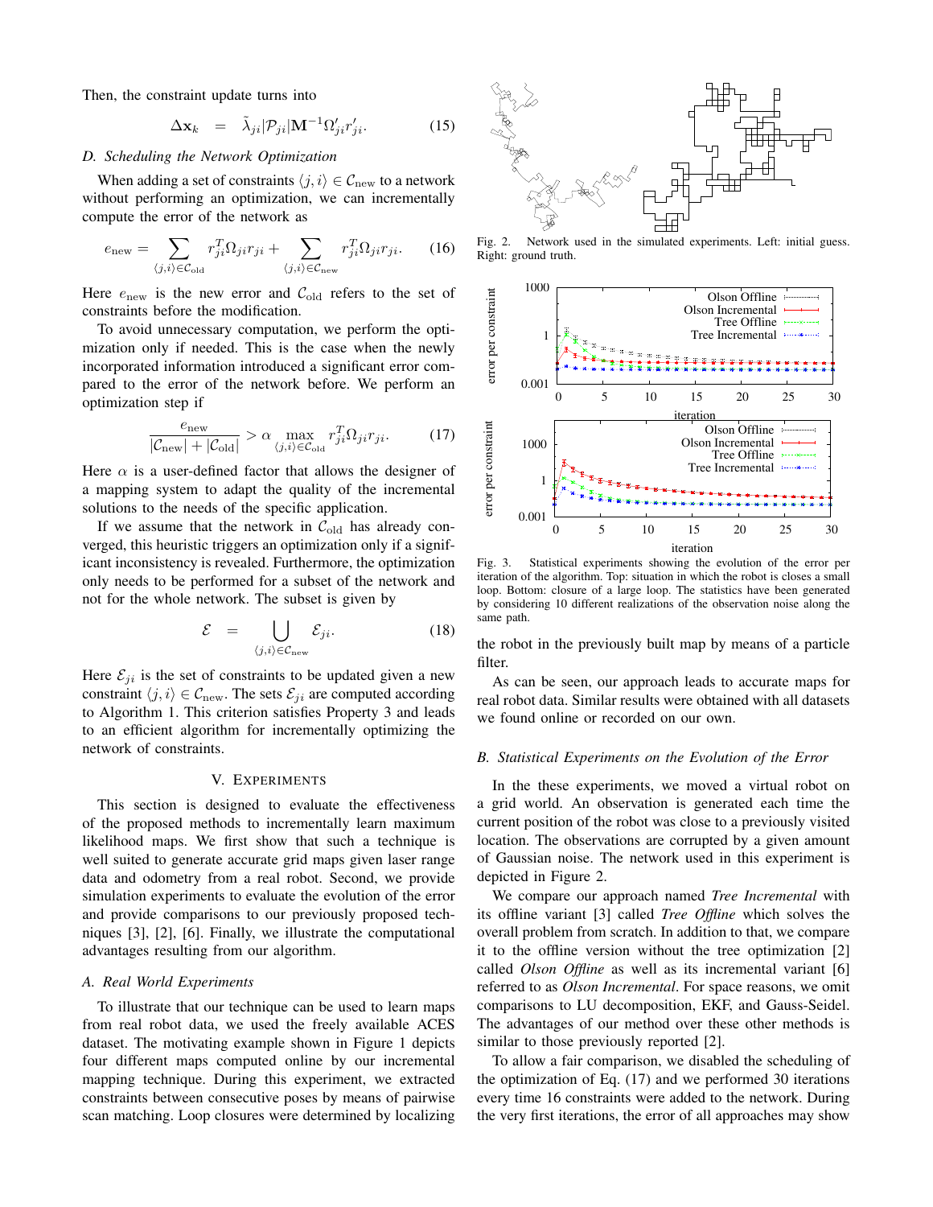Then, the constraint update turns into

$$\Delta \mathbf{x}_k \quad = \quad \tilde{\lambda}_{ji} |\mathcal{P}_{ji}| \mathbf{M}^{-1} \Omega'_{ji} r'_{ji}. \tag{15}$$

### D. Scheduling the Network Optimization

When adding a set of constraints $\langle j, i \rangle \in \mathcal{C}_{\text{new}}$ to a network without performing an optimization, we can incrementally compute the error of the network as

$$e_{\text{new}} = \sum_{\langle j,i \rangle \in \mathcal{C}_{\text{old}}} r_{ji}^T \Omega_{ji} r_{ji} + \sum_{\langle j,i \rangle \in \mathcal{C}_{\text{new}}} r_{ji}^T \Omega_{ji} r_{ji}. \tag{16}$$

Here $e_{\text{new}}$ is the new error and $\mathcal{C}_{\text{old}}$ refers to the set of constraints before the modification.

To avoid unnecessary computation, we perform the optimization only if needed. This is the case when the newly incorporated information introduced a significant error compared to the error of the network before. We perform an optimization step if

$$\frac{e_{\text{new}}}{|\mathcal{C}_{\text{new}}| + |\mathcal{C}_{\text{old}}|} > \alpha \max_{\langle j,i \rangle \in \mathcal{C}_{\text{old}}} r_{ji}^T \Omega_{ji} r_{ji}. \tag{17}$$

Here $\alpha$ is a user-defined factor that allows the designer of a mapping system to adapt the quality of the incremental solutions to the needs of the specific application.

If we assume that the network in $\mathcal{C}_{\text{old}}$ has already converged, this heuristic triggers an optimization only if a significant inconsistency is revealed. Furthermore, the optimization only needs to be performed for a subset of the network and not for the whole network. The subset is given by

$$\mathcal{E} \quad = \bigcup_{\langle j,i \rangle \in \mathcal{C}_{\text{new}}} \mathcal{E}_{ji}. \tag{18}$$

Here $\mathcal{E}_{ji}$ is the set of constraints to be updated given a new constraint $\langle j, i \rangle \in \mathcal{C}_{\text{new}}$. The sets $\mathcal{E}_{ji}$ are computed according to Algorithm 1. This criterion satisfies Property 3 and leads to an efficient algorithm for incrementally optimizing the network of constraints.

## V. Experiments

This section is designed to evaluate the effectiveness of the proposed methods to incrementally learn maximum likelihood maps. We first show that such a technique is well suited to generate accurate grid maps given laser range data and odometry from a real robot. Second, we provide simulation experiments to evaluate the evolution of the error and provide comparisons to our previously proposed techniques [3], [2], [6]. Finally, we illustrate the computational advantages resulting from our algorithm.

### A. Real World Experiments

To illustrate that our technique can be used to learn maps from real robot data, we used the freely available ACES dataset. The motivating example shown in Figure 1 depicts four different maps computed online by our incremental mapping technique. During this experiment, we extracted constraints between consecutive poses by means of pairwise scan matching. Loop closures were determined by localizing the robot in the previously built map by means of a particle filter.

Fig. 2. Network used in the simulated experiments. Left: initial guess. Right: ground truth.

Fig. 3. Statistical experiments showing the evolution of the error per iteration of the algorithm. Top: situation in which the robot is closes a small loop. Bottom: closure of a large loop. The statistics have been generated by considering 10 different realizations of the observation noise along the same path.

As can be seen, our approach leads to accurate maps for real robot data. Similar results were obtained with all datasets we found online or recorded on our own.

### B. Statistical Experiments on the Evolution of the Error

In the these experiments, we moved a virtual robot on a grid world. An observation is generated each time the current position of the robot was close to a previously visited location. The observations are corrupted by a given amount of Gaussian noise. The network used in this experiment is depicted in Figure 2.

We compare our approach named *Tree Incremental* with its offline variant [3] called *Tree Offline* which solves the overall problem from scratch. In addition to that, we compare it to the offline version without the tree optimization [2] called *Olson Offline* as well as its incremental variant [6] referred to as *Olson Incremental*. For space reasons, we omit comparisons to LU decomposition, EKF, and Gauss-Seidel. The advantages of our method over these other methods is similar to those previously reported [2].

To allow a fair comparison, we disabled the scheduling of the optimization of Eq. (17) and we performed 30 iterations every time 16 constraints were added to the network. During the very first iterations, the error of all approaches may show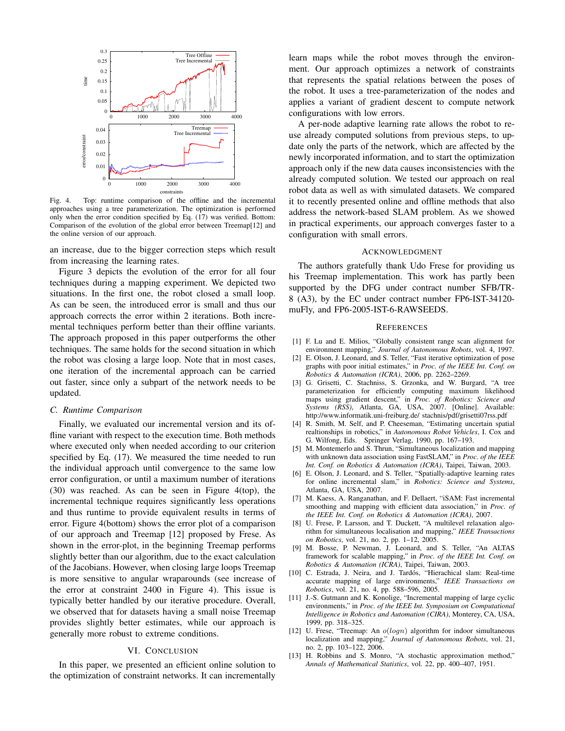0.3
0.25
0.2
0.15
0.1
0.05
0
time
0 1000 2000 3000 4000
Tree Offline
Tree Incremental

0.04
0.03
0.02
0.01
0
error/constraint
0 1000 2000 3000 4000
constraints
Treemap
Tree Incremental

Fig. 4. Top: runtime comparison of the offline and the incremental approaches using a tree parameterization. The optimization is performed only when the error condition specified by Eq. (17) was verified. Bottom: Comparison of the evolution of the global error between Treemap[12] and the online version of our approach.

an increase, due to the bigger correction steps which result from increasing the learning rates.

Figure 3 depicts the evolution of the error for all four techniques during a mapping experiment. We depicted two situations. In the first one, the robot closed a small loop. As can be seen, the introduced error is small and thus our approach corrects the error within 2 iterations. Both incremental techniques perform better than their offline variants. The approach proposed in this paper outperforms the other techniques. The same holds for the second situation in which the robot was closing a large loop. Note that in most cases, one iteration of the incremental approach can be carried out faster, since only a subpart of the network needs to be updated.

### C. Runtime Comparison

Finally, we evaluated our incremental version and its offline variant with respect to the execution time. Both methods where executed only when needed according to our criterion specified by Eq. (17). We measured the time needed to run the individual approach until convergence to the same low error configuration, or until a maximum number of iterations (30) was reached. As can be seen in Figure 4(top), the incremental technique requires significantly less operations and thus runtime to provide equivalent results in terms of error. Figure 4(bottom) shows the error plot of a comparison of our approach and Treemap [12] proposed by Frese. As shown in the error-plot, in the beginning Treemap performs slightly better than our algorithm, due to the exact calculation of the Jacobians. However, when closing large loops Treemap is more sensitive to angular wraparounds (see increase of the error at constraint 2400 in Figure 4). This issue is typically better handled by our iterative procedure. Overall, we observed that for datasets having a small noise Treemap provides slightly better estimates, while our approach is generally more robust to extreme conditions.

## VI. Conclusion

In this paper, we presented an efficient online solution to the optimization of constraint networks. It can incrementally learn maps while the robot moves through the environment. Our approach optimizes a network of constraints that represents the spatial relations between the poses of the robot. It uses a tree-parameterization of the nodes and applies a variant of gradient descent to compute network configurations with low errors.

A per-node adaptive learning rate allows the robot to reuse already computed solutions from previous steps, to update only the parts of the network, which are affected by the newly incorporated information, and to start the optimization approach only if the new data causes inconsistencies with the already computed solution. We tested our approach on real robot data as well as with simulated datasets. We compared it to recently presented online and offline methods that also address the network-based SLAM problem. As we showed in practical experiments, our approach converges faster to a configuration with small errors.

## Acknowledgment

The authors gratefully thank Udo Frese for providing us his Treemap implementation. This work has partly been supported by the DFG under contract number SFB/TR-8 (A3), by the EC under contract number FP6-IST-34120-muFly, and FP6-2005-IST-6-RAWSEEDS.

## References

[1] F. Lu and E. Milios, "Globally consistent range scan alignment for environment mapping," *Journal of Autonomous Robots*, vol. 4, 1997.

[2] E. Olson, J. Leonard, and S. Teller, "Fast iterative optimization of pose graphs with poor initial estimates," in *Proc. of the IEEE Int. Conf. on Robotics & Automation (ICRA)*, 2006, pp. 2262–2269.

[3] G. Grisetti, C. Stachniss, S. Grzonka, and W. Burgard, "A tree parameterization for efficiently computing maximum likelihood maps using gradient descent," in *Proc. of Robotics: Science and Systems (RSS)*, Atlanta, GA, USA, 2007. [Online]. Available: http://www.informatik.uni-freiburg.de/ stachnis/pdf/grisetti07rss.pdf

[4] R. Smith, M. Self, and P. Cheeseman, "Estimating uncertain spatial realtionships in robotics," in *Autonomous Robot Vehicles*, I. Cox and G. Wilfong, Eds. Springer Verlag, 1990, pp. 167–193.

[5] M. Montemerlo and S. Thrun, "Simultaneous localization and mapping with unknown data association using FastSLAM," in *Proc. of the IEEE Int. Conf. on Robotics & Automation (ICRA)*, Taipei, Taiwan, 2003.

[6] E. Olson, J. Leonard, and S. Teller, "Spatially-adaptive learning rates for online incremental slam," in *Robotics: Science and Systems*, Atlanta, GA, USA, 2007.

[7] M. Kaess, A. Ranganathan, and F. Dellaert, "iSAM: Fast incremental smoothing and mapping with efficient data association," in *Proc. of the IEEE Int. Conf. on Robotics & Automation (ICRA)*, 2007.

[8] U. Frese, P. Larsson, and T. Duckett, "A multilevel relaxation algorithm for simultaneous localisation and mapping," *IEEE Transactions on Robotics*, vol. 21, no. 2, pp. 1–12, 2005.

[9] M. Bosse, P. Newman, J. Leonard, and S. Teller, "An ALTAS framework for scalable mapping," in *Proc. of the IEEE Int. Conf. on Robotics & Automation (ICRA)*, Taipei, Taiwan, 2003.

[10] C. Estrada, J. Neira, and J. Tardós, "Hierachical slam: Real-time accurate mapping of large environments," *IEEE Transactions on Robotics*, vol. 21, no. 4, pp. 588–596, 2005.

[11] J.-S. Gutmann and K. Konolige, "Incremental mapping of large cyclic environments," in *Proc. of the IEEE Int. Symposium on Computational Intelligence in Robotics and Automation (CIRA)*, Monterey, CA, USA, 1999, pp. 318–325.

[12] U. Frese, "Treemap: An $o(logn)$ algorithm for indoor simultaneous localization and mapping," *Journal of Autonomous Robots*, vol. 21, no. 2, pp. 103–122, 2006.

[13] H. Robbins and S. Monro, "A stochastic approximation method," *Annals of Mathematical Statistics*, vol. 22, pp. 400–407, 1951.